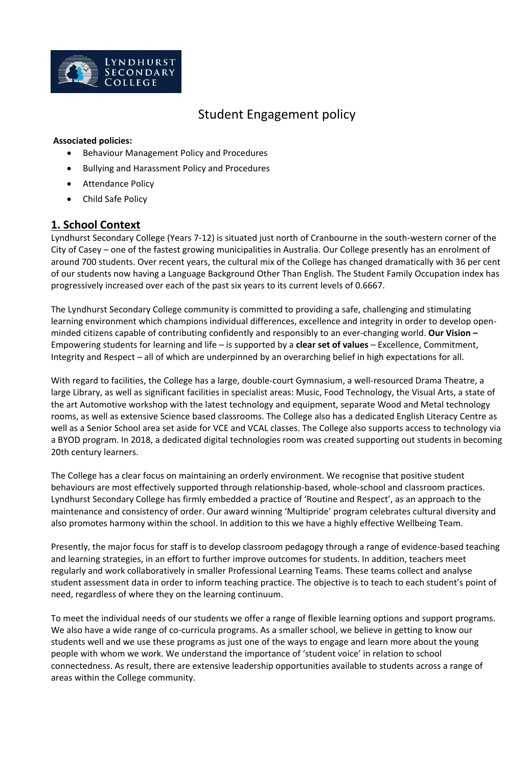# Student Engagement policy

**Associated policies:**

- Behaviour Management Policy and Procedures
- Bullying and Harassment Policy and Procedures
- Attendance Policy
- Child Safe Policy

## 1. School Context

Lyndhurst Secondary College (Years 7-12) is situated just north of Cranbourne in the south-western corner of the City of Casey – one of the fastest growing municipalities in Australia. Our College presently has an enrolment of around 700 students. Over recent years, the cultural mix of the College has changed dramatically with 36 per cent of our students now having a Language Background Other Than English. The Student Family Occupation index has progressively increased over each of the past six years to its current levels of 0.6667.

The Lyndhurst Secondary College community is committed to providing a safe, challenging and stimulating learning environment which champions individual differences, excellence and integrity in order to develop open-minded citizens capable of contributing confidently and responsibly to an ever-changing world. **Our Vision –** Empowering students for learning and life – is supported by a **clear set of values** – Excellence, Commitment, Integrity and Respect – all of which are underpinned by an overarching belief in high expectations for all.

With regard to facilities, the College has a large, double-court Gymnasium, a well-resourced Drama Theatre, a large Library, as well as significant facilities in specialist areas: Music, Food Technology, the Visual Arts, a state of the art Automotive workshop with the latest technology and equipment, separate Wood and Metal technology rooms, as well as extensive Science based classrooms. The College also has a dedicated English Literacy Centre as well as a Senior School area set aside for VCE and VCAL classes. The College also supports access to technology via a BYOD program. In 2018, a dedicated digital technologies room was created supporting out students in becoming 20th century learners.

The College has a clear focus on maintaining an orderly environment. We recognise that positive student behaviours are most effectively supported through relationship-based, whole-school and classroom practices. Lyndhurst Secondary College has firmly embedded a practice of 'Routine and Respect', as an approach to the maintenance and consistency of order. Our award winning 'Multipride' program celebrates cultural diversity and also promotes harmony within the school. In addition to this we have a highly effective Wellbeing Team.

Presently, the major focus for staff is to develop classroom pedagogy through a range of evidence-based teaching and learning strategies, in an effort to further improve outcomes for students. In addition, teachers meet regularly and work collaboratively in smaller Professional Learning Teams. These teams collect and analyse student assessment data in order to inform teaching practice. The objective is to teach to each student's point of need, regardless of where they on the learning continuum.

To meet the individual needs of our students we offer a range of flexible learning options and support programs. We also have a wide range of co-curricula programs. As a smaller school, we believe in getting to know our students well and we use these programs as just one of the ways to engage and learn more about the young people with whom we work. We understand the importance of 'student voice' in relation to school connectedness. As result, there are extensive leadership opportunities available to students across a range of areas within the College community.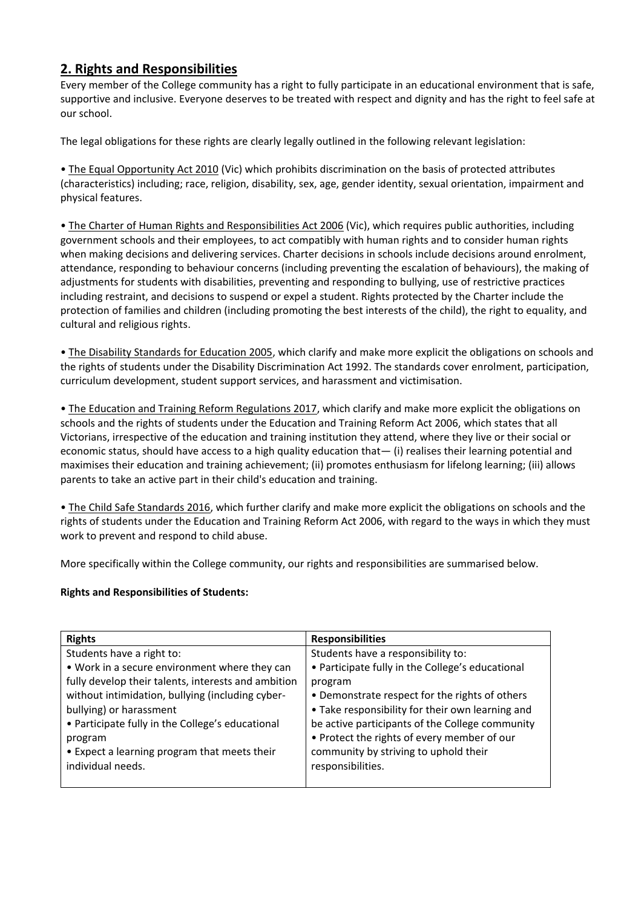## 2. Rights and Responsibilities

Every member of the College community has a right to fully participate in an educational environment that is safe, supportive and inclusive. Everyone deserves to be treated with respect and dignity and has the right to feel safe at our school.

The legal obligations for these rights are clearly legally outlined in the following relevant legislation:

• The Equal Opportunity Act 2010 (Vic) which prohibits discrimination on the basis of protected attributes (characteristics) including; race, religion, disability, sex, age, gender identity, sexual orientation, impairment and physical features.

• The Charter of Human Rights and Responsibilities Act 2006 (Vic), which requires public authorities, including government schools and their employees, to act compatibly with human rights and to consider human rights when making decisions and delivering services. Charter decisions in schools include decisions around enrolment, attendance, responding to behaviour concerns (including preventing the escalation of behaviours), the making of adjustments for students with disabilities, preventing and responding to bullying, use of restrictive practices including restraint, and decisions to suspend or expel a student. Rights protected by the Charter include the protection of families and children (including promoting the best interests of the child), the right to equality, and cultural and religious rights.

• The Disability Standards for Education 2005, which clarify and make more explicit the obligations on schools and the rights of students under the Disability Discrimination Act 1992. The standards cover enrolment, participation, curriculum development, student support services, and harassment and victimisation.

• The Education and Training Reform Regulations 2017, which clarify and make more explicit the obligations on schools and the rights of students under the Education and Training Reform Act 2006, which states that all Victorians, irrespective of the education and training institution they attend, where they live or their social or economic status, should have access to a high quality education that— (i) realises their learning potential and maximises their education and training achievement; (ii) promotes enthusiasm for lifelong learning; (iii) allows parents to take an active part in their child's education and training.

• The Child Safe Standards 2016, which further clarify and make more explicit the obligations on schools and the rights of students under the Education and Training Reform Act 2006, with regard to the ways in which they must work to prevent and respond to child abuse.

More specifically within the College community, our rights and responsibilities are summarised below.

**Rights and Responsibilities of Students:**

| Rights | Responsibilities |
|---|---|
| Students have a right to:<br>• Work in a secure environment where they can fully develop their talents, interests and ambition without intimidation, bullying (including cyber-bullying) or harassment<br>• Participate fully in the College's educational program<br>• Expect a learning program that meets their individual needs. | Students have a responsibility to:<br>• Participate fully in the College's educational program<br>• Demonstrate respect for the rights of others<br>• Take responsibility for their own learning and be active participants of the College community<br>• Protect the rights of every member of our community by striving to uphold their responsibilities. |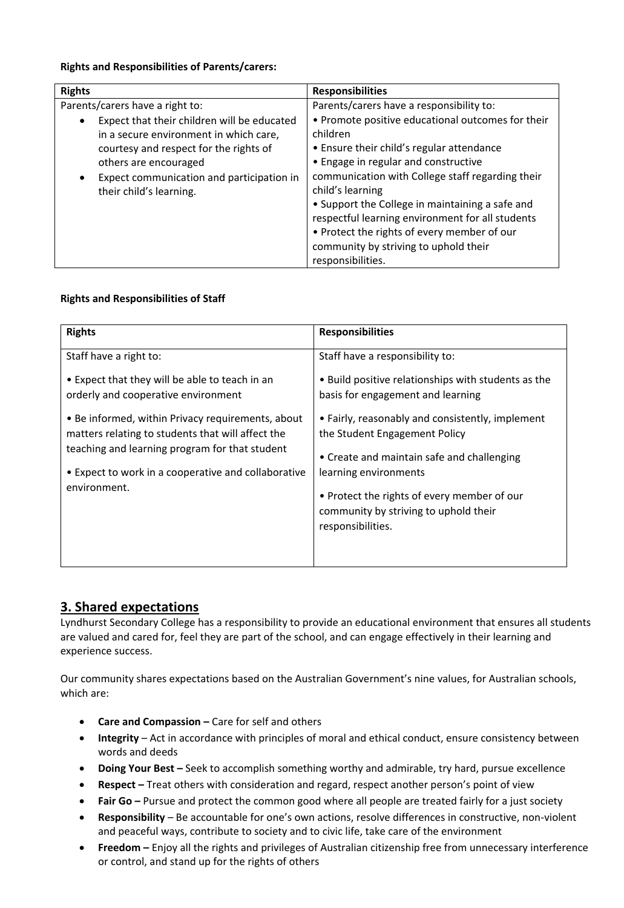**Rights and Responsibilities of Parents/carers:**

| Rights | Responsibilities |
|---|---|
| Parents/carers have a right to:<br>• Expect that their children will be educated in a secure environment in which care, courtesy and respect for the rights of others are encouraged<br>• Expect communication and participation in their child's learning. | Parents/carers have a responsibility to:<br>• Promote positive educational outcomes for their children<br>• Ensure their child's regular attendance<br>• Engage in regular and constructive communication with College staff regarding their child's learning<br>• Support the College in maintaining a safe and respectful learning environment for all students<br>• Protect the rights of every member of our community by striving to uphold their responsibilities. |

**Rights and Responsibilities of Staff**

| Rights | Responsibilities |
|---|---|
| Staff have a right to:<br>• Expect that they will be able to teach in an orderly and cooperative environment<br>• Be informed, within Privacy requirements, about matters relating to students that will affect the teaching and learning program for that student<br>• Expect to work in a cooperative and collaborative environment. | Staff have a responsibility to:<br>• Build positive relationships with students as the basis for engagement and learning<br>• Fairly, reasonably and consistently, implement the Student Engagement Policy<br>• Create and maintain safe and challenging learning environments<br>• Protect the rights of every member of our community by striving to uphold their responsibilities. |

## 3. Shared expectations

Lyndhurst Secondary College has a responsibility to provide an educational environment that ensures all students are valued and cared for, feel they are part of the school, and can engage effectively in their learning and experience success.

Our community shares expectations based on the Australian Government's nine values, for Australian schools, which are:

- **Care and Compassion –** Care for self and others
- **Integrity** – Act in accordance with principles of moral and ethical conduct, ensure consistency between words and deeds
- **Doing Your Best –** Seek to accomplish something worthy and admirable, try hard, pursue excellence
- **Respect –** Treat others with consideration and regard, respect another person's point of view
- **Fair Go –** Pursue and protect the common good where all people are treated fairly for a just society
- **Responsibility** – Be accountable for one's own actions, resolve differences in constructive, non-violent and peaceful ways, contribute to society and to civic life, take care of the environment
- **Freedom –** Enjoy all the rights and privileges of Australian citizenship free from unnecessary interference or control, and stand up for the rights of others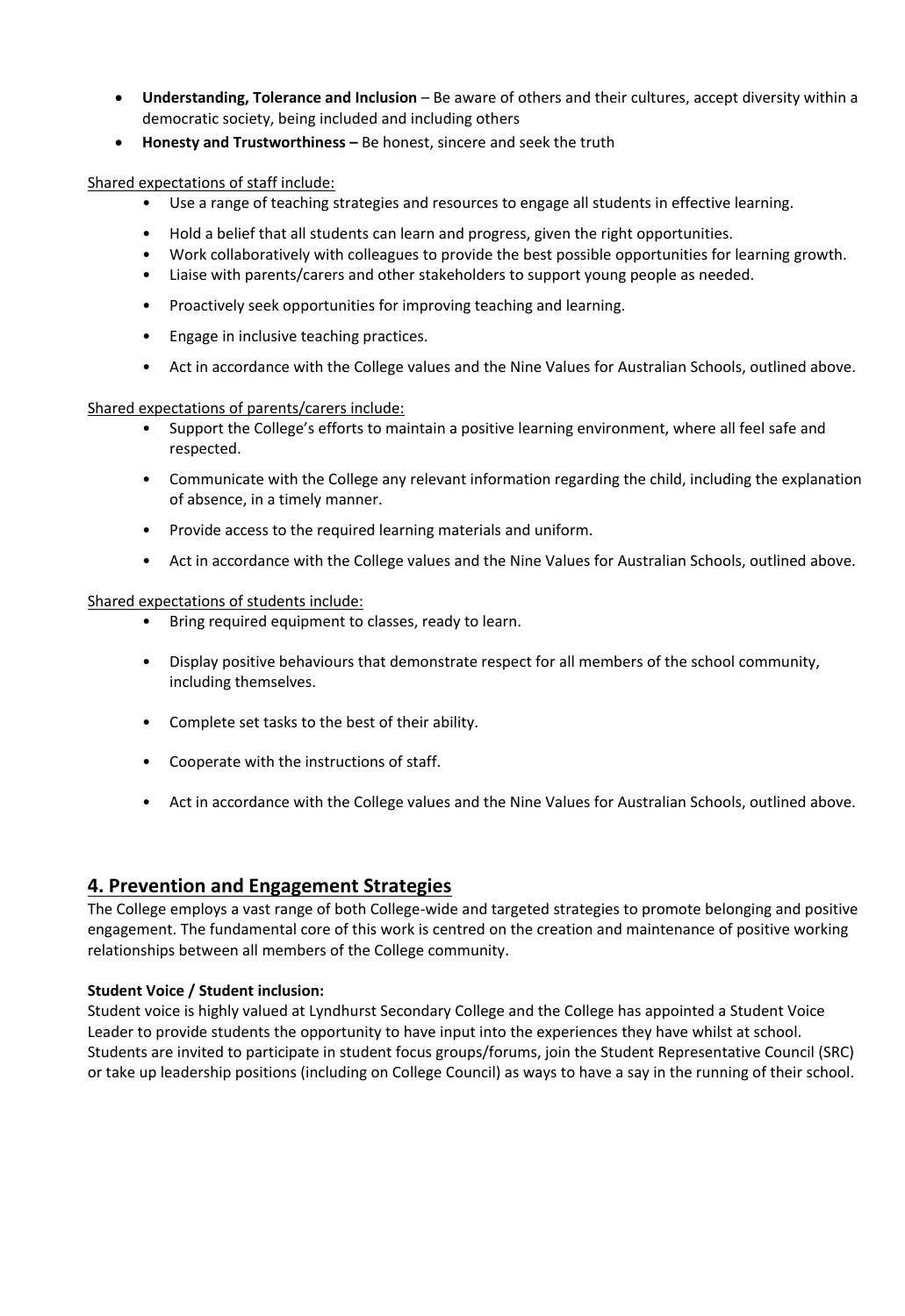- **Understanding, Tolerance and Inclusion** – Be aware of others and their cultures, accept diversity within a democratic society, being included and including others
- **Honesty and Trustworthiness –** Be honest, sincere and seek the truth

Shared expectations of staff include:

- Use a range of teaching strategies and resources to engage all students in effective learning.
- Hold a belief that all students can learn and progress, given the right opportunities.
- Work collaboratively with colleagues to provide the best possible opportunities for learning growth.
- Liaise with parents/carers and other stakeholders to support young people as needed.
- Proactively seek opportunities for improving teaching and learning.
- Engage in inclusive teaching practices.
- Act in accordance with the College values and the Nine Values for Australian Schools, outlined above.

Shared expectations of parents/carers include:

- Support the College's efforts to maintain a positive learning environment, where all feel safe and respected.
- Communicate with the College any relevant information regarding the child, including the explanation of absence, in a timely manner.
- Provide access to the required learning materials and uniform.
- Act in accordance with the College values and the Nine Values for Australian Schools, outlined above.

Shared expectations of students include:

- Bring required equipment to classes, ready to learn.
- Display positive behaviours that demonstrate respect for all members of the school community, including themselves.
- Complete set tasks to the best of their ability.
- Cooperate with the instructions of staff.
- Act in accordance with the College values and the Nine Values for Australian Schools, outlined above.

## 4. Prevention and Engagement Strategies

The College employs a vast range of both College-wide and targeted strategies to promote belonging and positive engagement. The fundamental core of this work is centred on the creation and maintenance of positive working relationships between all members of the College community.

**Student Voice / Student inclusion:**

Student voice is highly valued at Lyndhurst Secondary College and the College has appointed a Student Voice Leader to provide students the opportunity to have input into the experiences they have whilst at school. Students are invited to participate in student focus groups/forums, join the Student Representative Council (SRC) or take up leadership positions (including on College Council) as ways to have a say in the running of their school.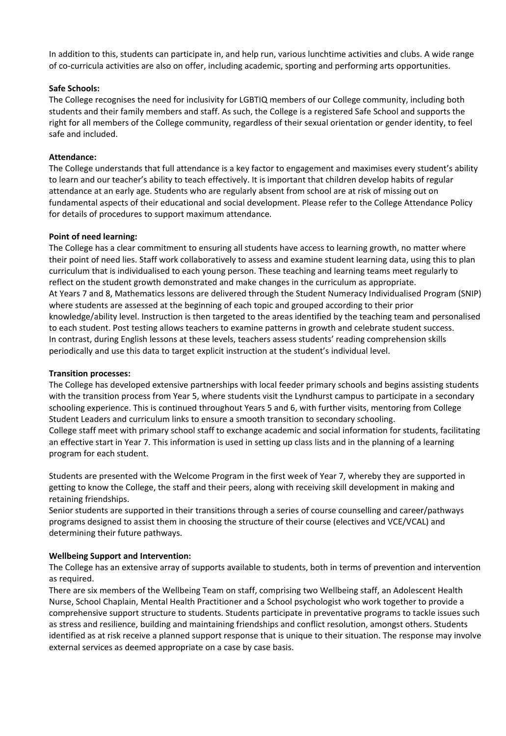In addition to this, students can participate in, and help run, various lunchtime activities and clubs. A wide range of co-curricula activities are also on offer, including academic, sporting and performing arts opportunities.

**Safe Schools:**

The College recognises the need for inclusivity for LGBTIQ members of our College community, including both students and their family members and staff. As such, the College is a registered Safe School and supports the right for all members of the College community, regardless of their sexual orientation or gender identity, to feel safe and included.

**Attendance:**

The College understands that full attendance is a key factor to engagement and maximises every student's ability to learn and our teacher's ability to teach effectively. It is important that children develop habits of regular attendance at an early age. Students who are regularly absent from school are at risk of missing out on fundamental aspects of their educational and social development. Please refer to the College Attendance Policy for details of procedures to support maximum attendance.

**Point of need learning:**

The College has a clear commitment to ensuring all students have access to learning growth, no matter where their point of need lies. Staff work collaboratively to assess and examine student learning data, using this to plan curriculum that is individualised to each young person. These teaching and learning teams meet regularly to reflect on the student growth demonstrated and make changes in the curriculum as appropriate.
At Years 7 and 8, Mathematics lessons are delivered through the Student Numeracy Individualised Program (SNIP) where students are assessed at the beginning of each topic and grouped according to their prior knowledge/ability level. Instruction is then targeted to the areas identified by the teaching team and personalised to each student. Post testing allows teachers to examine patterns in growth and celebrate student success.
In contrast, during English lessons at these levels, teachers assess students' reading comprehension skills periodically and use this data to target explicit instruction at the student's individual level.

**Transition processes:**

The College has developed extensive partnerships with local feeder primary schools and begins assisting students with the transition process from Year 5, where students visit the Lyndhurst campus to participate in a secondary schooling experience. This is continued throughout Years 5 and 6, with further visits, mentoring from College Student Leaders and curriculum links to ensure a smooth transition to secondary schooling.
College staff meet with primary school staff to exchange academic and social information for students, facilitating an effective start in Year 7. This information is used in setting up class lists and in the planning of a learning program for each student.

Students are presented with the Welcome Program in the first week of Year 7, whereby they are supported in getting to know the College, the staff and their peers, along with receiving skill development in making and retaining friendships.
Senior students are supported in their transitions through a series of course counselling and career/pathways programs designed to assist them in choosing the structure of their course (electives and VCE/VCAL) and determining their future pathways.

**Wellbeing Support and Intervention:**

The College has an extensive array of supports available to students, both in terms of prevention and intervention as required.
There are six members of the Wellbeing Team on staff, comprising two Wellbeing staff, an Adolescent Health Nurse, School Chaplain, Mental Health Practitioner and a School psychologist who work together to provide a comprehensive support structure to students. Students participate in preventative programs to tackle issues such as stress and resilience, building and maintaining friendships and conflict resolution, amongst others. Students identified as at risk receive a planned support response that is unique to their situation. The response may involve external services as deemed appropriate on a case by case basis.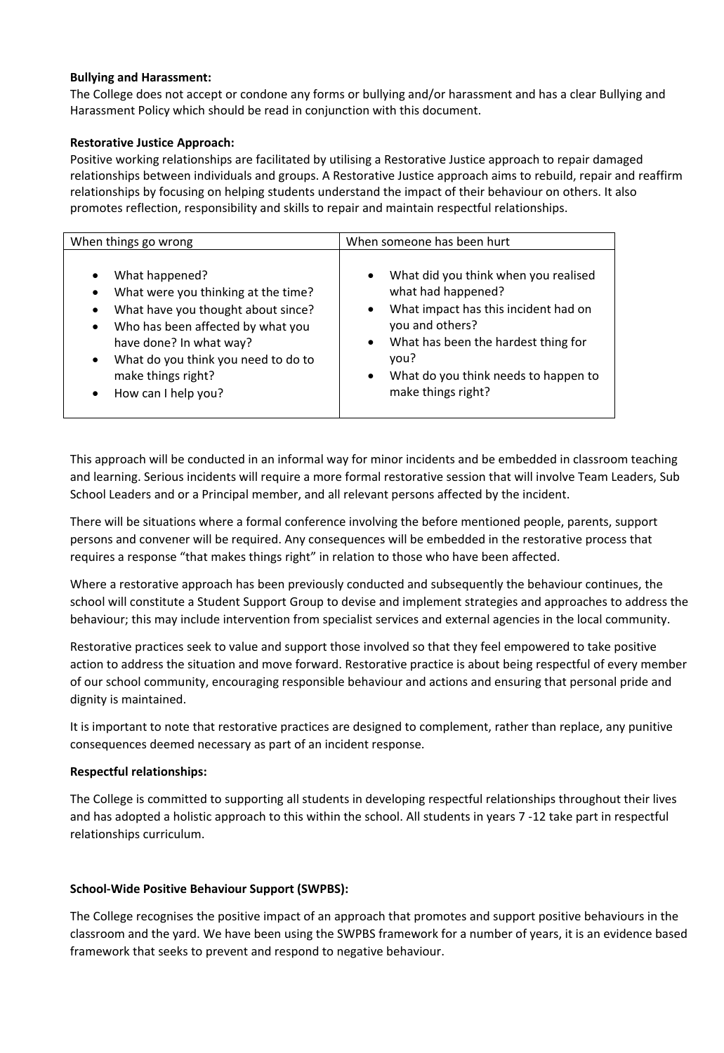**Bullying and Harassment:**
The College does not accept or condone any forms or bullying and/or harassment and has a clear Bullying and Harassment Policy which should be read in conjunction with this document.

**Restorative Justice Approach:**
Positive working relationships are facilitated by utilising a Restorative Justice approach to repair damaged relationships between individuals and groups. A Restorative Justice approach aims to rebuild, repair and reaffirm relationships by focusing on helping students understand the impact of their behaviour on others. It also promotes reflection, responsibility and skills to repair and maintain respectful relationships.

| When things go wrong | When someone has been hurt |
| --- | --- |
| • What happened?<br>• What were you thinking at the time?<br>• What have you thought about since?<br>• Who has been affected by what you have done? In what way?<br>• What do you think you need to do to make things right?<br>• How can I help you? | • What did you think when you realised what had happened?<br>• What impact has this incident had on you and others?<br>• What has been the hardest thing for you?<br>• What do you think needs to happen to make things right? |

This approach will be conducted in an informal way for minor incidents and be embedded in classroom teaching and learning. Serious incidents will require a more formal restorative session that will involve Team Leaders, Sub School Leaders and or a Principal member, and all relevant persons affected by the incident.

There will be situations where a formal conference involving the before mentioned people, parents, support persons and convener will be required. Any consequences will be embedded in the restorative process that requires a response "that makes things right" in relation to those who have been affected.

Where a restorative approach has been previously conducted and subsequently the behaviour continues, the school will constitute a Student Support Group to devise and implement strategies and approaches to address the behaviour; this may include intervention from specialist services and external agencies in the local community.

Restorative practices seek to value and support those involved so that they feel empowered to take positive action to address the situation and move forward. Restorative practice is about being respectful of every member of our school community, encouraging responsible behaviour and actions and ensuring that personal pride and dignity is maintained.

It is important to note that restorative practices are designed to complement, rather than replace, any punitive consequences deemed necessary as part of an incident response.

**Respectful relationships:**

The College is committed to supporting all students in developing respectful relationships throughout their lives and has adopted a holistic approach to this within the school. All students in years 7 -12 take part in respectful relationships curriculum.

**School-Wide Positive Behaviour Support (SWPBS):**

The College recognises the positive impact of an approach that promotes and support positive behaviours in the classroom and the yard. We have been using the SWPBS framework for a number of years, it is an evidence based framework that seeks to prevent and respond to negative behaviour.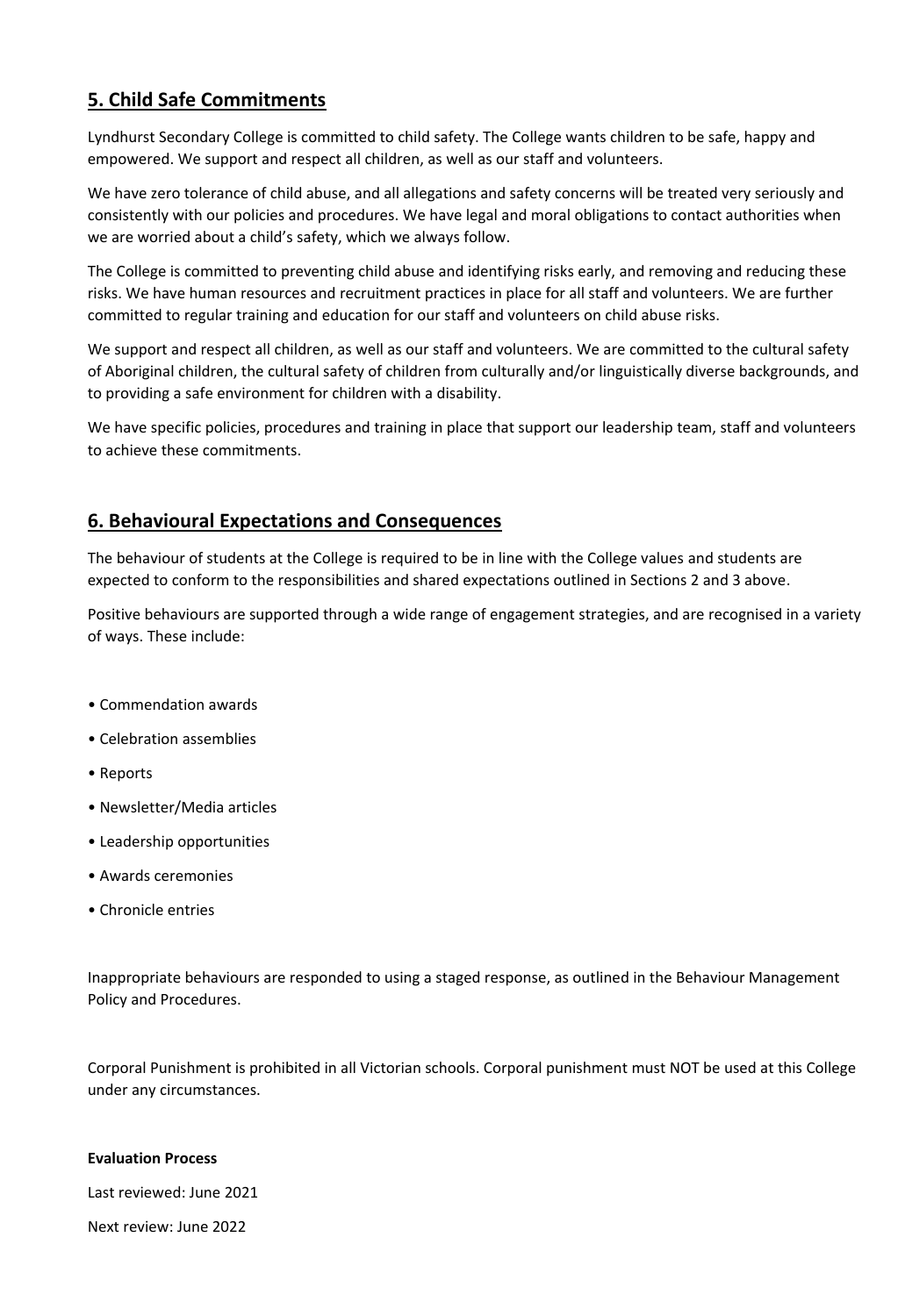## 5. Child Safe Commitments

Lyndhurst Secondary College is committed to child safety. The College wants children to be safe, happy and empowered. We support and respect all children, as well as our staff and volunteers.

We have zero tolerance of child abuse, and all allegations and safety concerns will be treated very seriously and consistently with our policies and procedures. We have legal and moral obligations to contact authorities when we are worried about a child's safety, which we always follow.

The College is committed to preventing child abuse and identifying risks early, and removing and reducing these risks. We have human resources and recruitment practices in place for all staff and volunteers. We are further committed to regular training and education for our staff and volunteers on child abuse risks.

We support and respect all children, as well as our staff and volunteers. We are committed to the cultural safety of Aboriginal children, the cultural safety of children from culturally and/or linguistically diverse backgrounds, and to providing a safe environment for children with a disability.

We have specific policies, procedures and training in place that support our leadership team, staff and volunteers to achieve these commitments.

## 6. Behavioural Expectations and Consequences

The behaviour of students at the College is required to be in line with the College values and students are expected to conform to the responsibilities and shared expectations outlined in Sections 2 and 3 above.

Positive behaviours are supported through a wide range of engagement strategies, and are recognised in a variety of ways. These include:

- Commendation awards
- Celebration assemblies
- Reports
- Newsletter/Media articles
- Leadership opportunities
- Awards ceremonies
- Chronicle entries

Inappropriate behaviours are responded to using a staged response, as outlined in the Behaviour Management Policy and Procedures.

Corporal Punishment is prohibited in all Victorian schools. Corporal punishment must NOT be used at this College under any circumstances.

**Evaluation Process**

Last reviewed: June 2021

Next review: June 2022